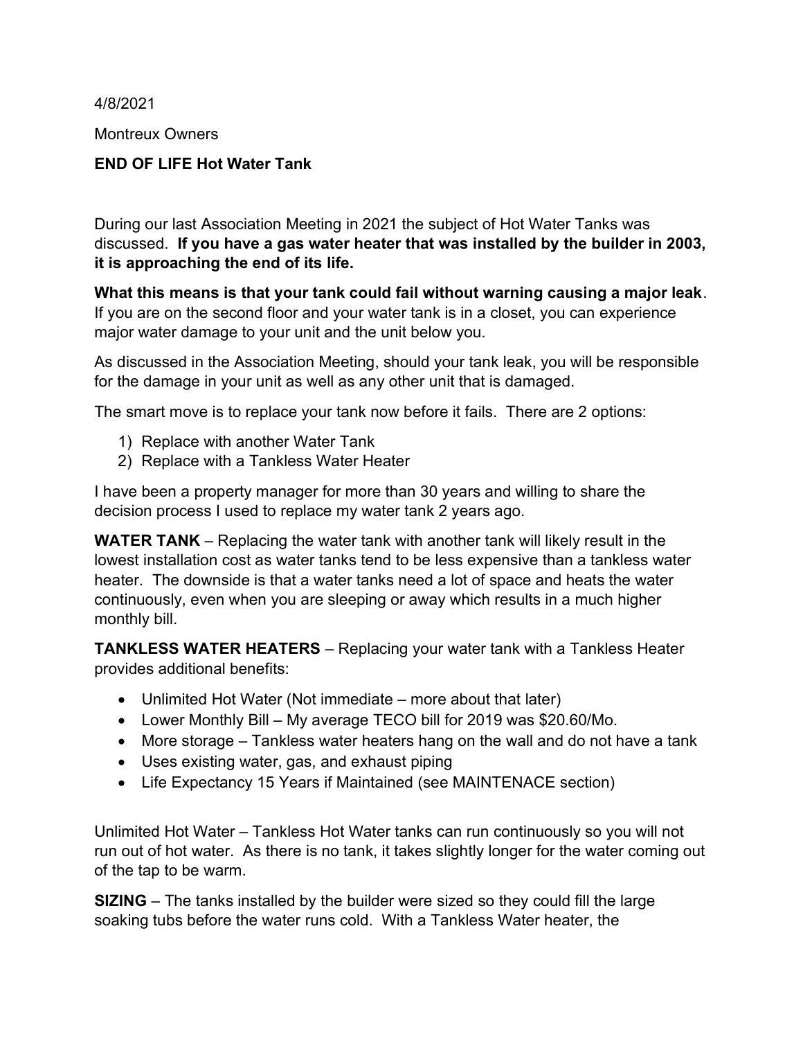4/8/2021

Montreux Owners

**END OF LIFE Hot Water Tank**

During our last Association Meeting in 2021 the subject of Hot Water Tanks was discussed. **If you have a gas water heater that was installed by the builder in 2003, it is approaching the end of its life.**

**What this means is that your tank could fail without warning causing a major leak**. If you are on the second floor and your water tank is in a closet, you can experience major water damage to your unit and the unit below you.

As discussed in the Association Meeting, should your tank leak, you will be responsible for the damage in your unit as well as any other unit that is damaged.

The smart move is to replace your tank now before it fails. There are 2 options:

1) Replace with another Water Tank
2) Replace with a Tankless Water Heater

I have been a property manager for more than 30 years and willing to share the decision process I used to replace my water tank 2 years ago.

**WATER TANK** – Replacing the water tank with another tank will likely result in the lowest installation cost as water tanks tend to be less expensive than a tankless water heater. The downside is that a water tanks need a lot of space and heats the water continuously, even when you are sleeping or away which results in a much higher monthly bill.

**TANKLESS WATER HEATERS** – Replacing your water tank with a Tankless Heater provides additional benefits:

- Unlimited Hot Water (Not immediate – more about that later)
- Lower Monthly Bill – My average TECO bill for 2019 was $20.60/Mo.
- More storage – Tankless water heaters hang on the wall and do not have a tank
- Uses existing water, gas, and exhaust piping
- Life Expectancy 15 Years if Maintained (see MAINTENACE section)

Unlimited Hot Water – Tankless Hot Water tanks can run continuously so you will not run out of hot water. As there is no tank, it takes slightly longer for the water coming out of the tap to be warm.

**SIZING** – The tanks installed by the builder were sized so they could fill the large soaking tubs before the water runs cold. With a Tankless Water heater, the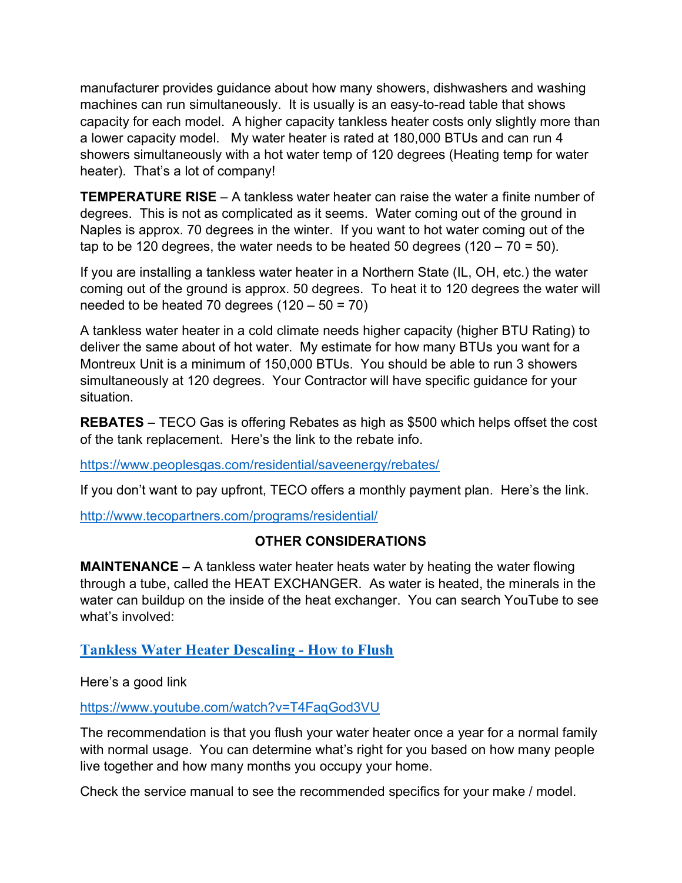manufacturer provides guidance about how many showers, dishwashers and washing machines can run simultaneously. It is usually is an easy-to-read table that shows capacity for each model. A higher capacity tankless heater costs only slightly more than a lower capacity model. My water heater is rated at 180,000 BTUs and can run 4 showers simultaneously with a hot water temp of 120 degrees (Heating temp for water heater). That's a lot of company!

**TEMPERATURE RISE** – A tankless water heater can raise the water a finite number of degrees. This is not as complicated as it seems. Water coming out of the ground in Naples is approx. 70 degrees in the winter. If you want to hot water coming out of the tap to be 120 degrees, the water needs to be heated 50 degrees (120 – 70 = 50).

If you are installing a tankless water heater in a Northern State (IL, OH, etc.) the water coming out of the ground is approx. 50 degrees. To heat it to 120 degrees the water will needed to be heated 70 degrees (120 – 50 = 70)

A tankless water heater in a cold climate needs higher capacity (higher BTU Rating) to deliver the same about of hot water. My estimate for how many BTUs you want for a Montreux Unit is a minimum of 150,000 BTUs. You should be able to run 3 showers simultaneously at 120 degrees. Your Contractor will have specific guidance for your situation.

**REBATES** – TECO Gas is offering Rebates as high as $500 which helps offset the cost of the tank replacement. Here's the link to the rebate info.

https://www.peoplesgas.com/residential/saveenergy/rebates/

If you don't want to pay upfront, TECO offers a monthly payment plan. Here's the link.

http://www.tecopartners.com/programs/residential/

## OTHER CONSIDERATIONS

**MAINTENANCE –** A tankless water heater heats water by heating the water flowing through a tube, called the HEAT EXCHANGER. As water is heated, the minerals in the water can buildup on the inside of the heat exchanger. You can search YouTube to see what's involved:

### Tankless Water Heater Descaling - How to Flush

Here's a good link

https://www.youtube.com/watch?v=T4FaqGod3VU

The recommendation is that you flush your water heater once a year for a normal family with normal usage. You can determine what's right for you based on how many people live together and how many months you occupy your home.

Check the service manual to see the recommended specifics for your make / model.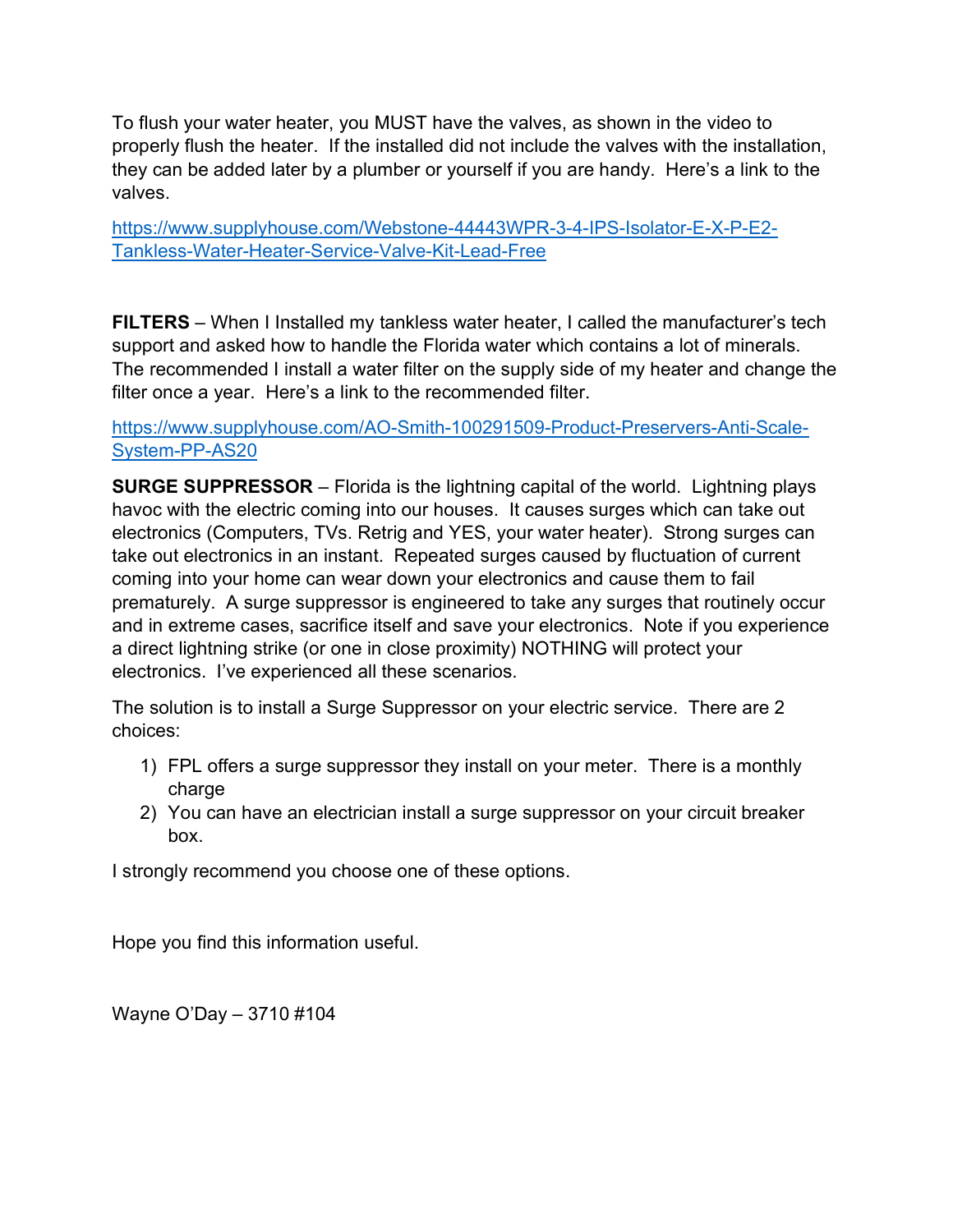To flush your water heater, you MUST have the valves, as shown in the video to properly flush the heater. If the installed did not include the valves with the installation, they can be added later by a plumber or yourself if you are handy. Here's a link to the valves.

[https://www.supplyhouse.com/Webstone-44443WPR-3-4-IPS-Isolator-E-X-P-E2-Tankless-Water-Heater-Service-Valve-Kit-Lead-Free](https://www.supplyhouse.com/Webstone-44443WPR-3-4-IPS-Isolator-E-X-P-E2-Tankless-Water-Heater-Service-Valve-Kit-Lead-Free)

**FILTERS** – When I Installed my tankless water heater, I called the manufacturer's tech support and asked how to handle the Florida water which contains a lot of minerals. The recommended I install a water filter on the supply side of my heater and change the filter once a year. Here's a link to the recommended filter.

[https://www.supplyhouse.com/AO-Smith-100291509-Product-Preservers-Anti-Scale-System-PP-AS20](https://www.supplyhouse.com/AO-Smith-100291509-Product-Preservers-Anti-Scale-System-PP-AS20)

**SURGE SUPPRESSOR** – Florida is the lightning capital of the world. Lightning plays havoc with the electric coming into our houses. It causes surges which can take out electronics (Computers, TVs. Retrig and YES, your water heater). Strong surges can take out electronics in an instant. Repeated surges caused by fluctuation of current coming into your home can wear down your electronics and cause them to fail prematurely. A surge suppressor is engineered to take any surges that routinely occur and in extreme cases, sacrifice itself and save your electronics. Note if you experience a direct lightning strike (or one in close proximity) NOTHING will protect your electronics. I've experienced all these scenarios.

The solution is to install a Surge Suppressor on your electric service. There are 2 choices:

1) FPL offers a surge suppressor they install on your meter. There is a monthly charge
2) You can have an electrician install a surge suppressor on your circuit breaker box.

I strongly recommend you choose one of these options.

Hope you find this information useful.

Wayne O'Day – 3710 #104